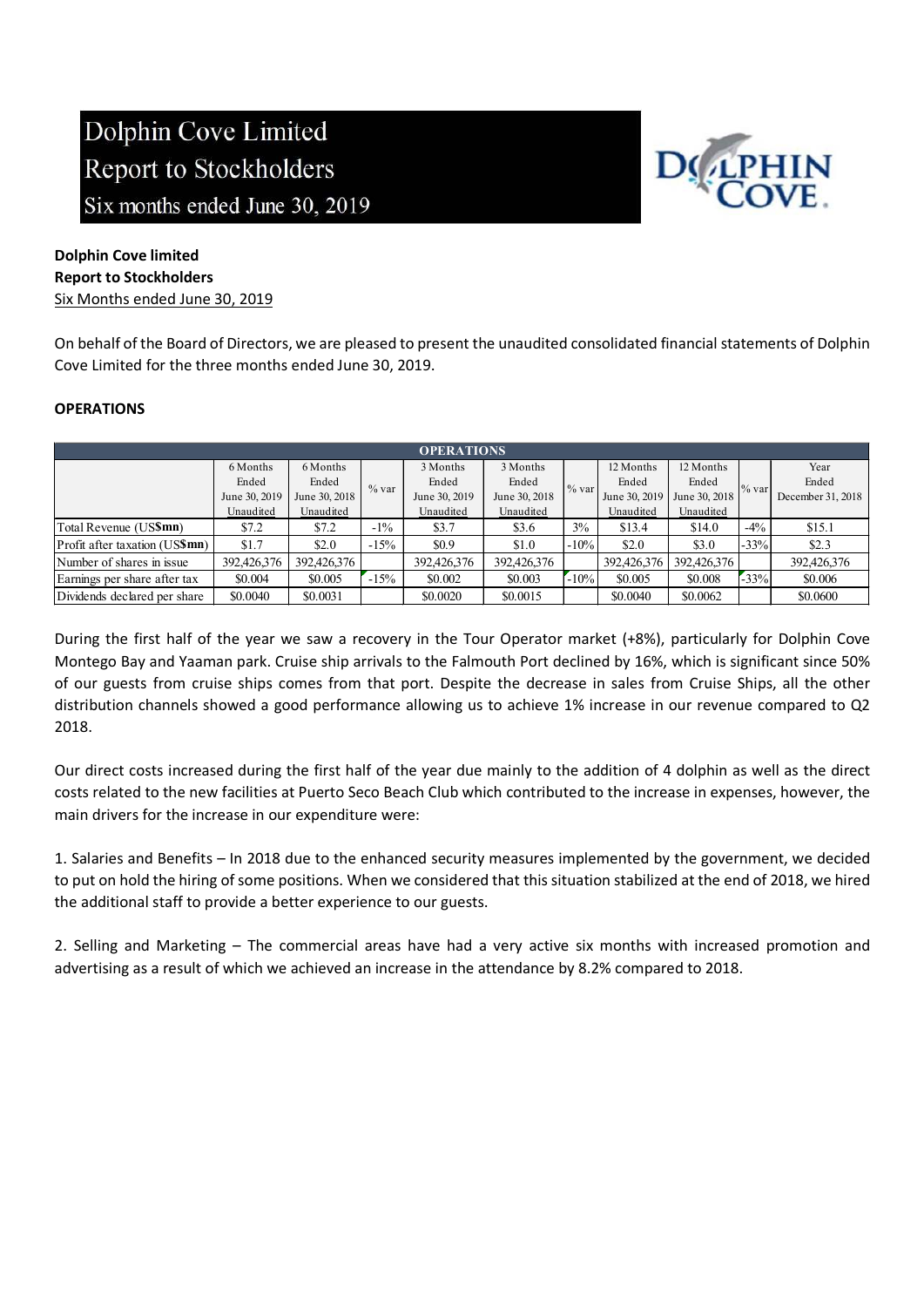# Dolphin Cove Limited
# Report to Stockholders
## Six months ended June 30, 2019

**Dolphin Cove limited**
**Report to Stockholders**
Six Months ended June 30, 2019

On behalf of the Board of Directors, we are pleased to present the unaudited consolidated financial statements of Dolphin Cove Limited for the three months ended June 30, 2019.

### OPERATIONS

| OPERATIONS | | | | | | | | | | |
|---|---|---|---|---|---|---|---|---|---|---|
| | 6 Months Ended June 30, 2019 Unaudited | 6 Months Ended June 30, 2018 Unaudited | % var | 3 Months Ended June 30, 2019 Unaudited | 3 Months Ended June 30, 2018 Unaudited | % var | 12 Months Ended June 30, 2019 Unaudited | 12 Months Ended June 30, 2018 Unaudited | % var | Year Ended December 31, 2018 |
| Total Revenue (US**$mn**) | $7.2 | $7.2 | -1% | $3.7 | $3.6 | 3% | $13.4 | $14.0 | -4% | $15.1 |
| Profit after taxation (US**$mn**) | $1.7 | $2.0 | -15% | $0.9 | $1.0 | -10% | $2.0 | $3.0 | -33% | $2.3 |
| Number of shares in issue | 392,426,376 | 392,426,376 | | 392,426,376 | 392,426,376 | | 392,426,376 | 392,426,376 | | 392,426,376 |
| Earnings per share after tax | $0.004 | $0.005 | -15% | $0.002 | $0.003 | -10% | $0.005 | $0.008 | -33% | $0.006 |
| Dividends declared per share | $0.0040 | $0.0031 | | $0.0020 | $0.0015 | | $0.0040 | $0.0062 | | $0.0600 |

During the first half of the year we saw a recovery in the Tour Operator market (+8%), particularly for Dolphin Cove Montego Bay and Yaaman park. Cruise ship arrivals to the Falmouth Port declined by 16%, which is significant since 50% of our guests from cruise ships comes from that port. Despite the decrease in sales from Cruise Ships, all the other distribution channels showed a good performance allowing us to achieve 1% increase in our revenue compared to Q2 2018.

Our direct costs increased during the first half of the year due mainly to the addition of 4 dolphin as well as the direct costs related to the new facilities at Puerto Seco Beach Club which contributed to the increase in expenses, however, the main drivers for the increase in our expenditure were:

1. Salaries and Benefits – In 2018 due to the enhanced security measures implemented by the government, we decided to put on hold the hiring of some positions. When we considered that this situation stabilized at the end of 2018, we hired the additional staff to provide a better experience to our guests.

2. Selling and Marketing – The commercial areas have had a very active six months with increased promotion and advertising as a result of which we achieved an increase in the attendance by 8.2% compared to 2018.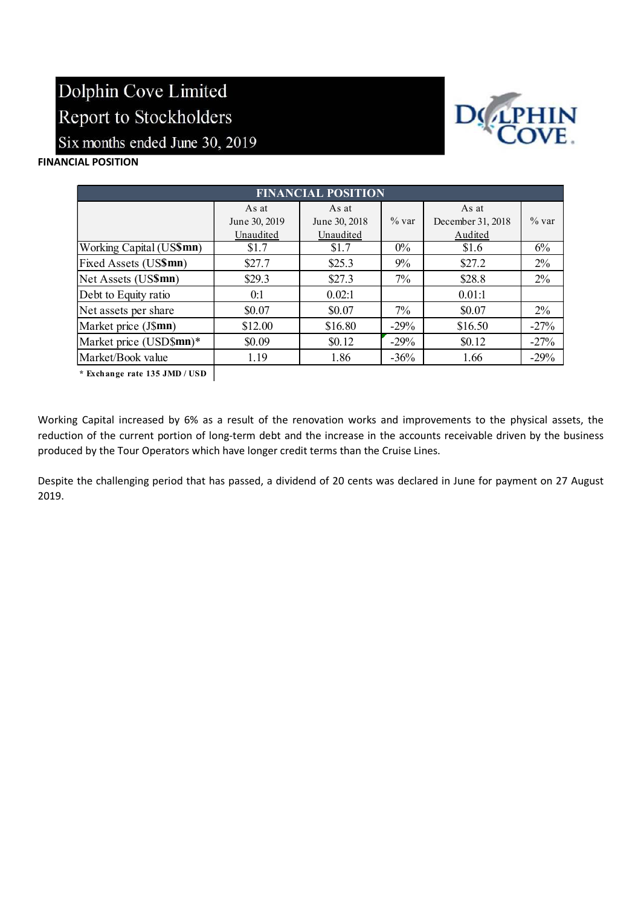Dolphin Cove Limited
Report to Stockholders
Six months ended June 30, 2019

**FINANCIAL POSITION**

| FINANCIAL POSITION | | | | | |
|---|---|---|---|---|---|
| | As at June 30, 2019 Unaudited | As at June 30, 2018 Unaudited | % var | As at December 31, 2018 Audited | % var |
| Working Capital (US$**mn**) | $1.7 | $1.7 | 0% | $1.6 | 6% |
| Fixed Assets (US$**mn**) | $27.7 | $25.3 | 9% | $27.2 | 2% |
| Net Assets (US$**mn**) | $29.3 | $27.3 | 7% | $28.8 | 2% |
| Debt to Equity ratio | 0:1 | 0.02:1 | | 0.01:1 | |
| Net assets per share | $0.07 | $0.07 | 7% | $0.07 | 2% |
| Market price (J$**mn**) | $12.00 | $16.80 | -29% | $16.50 | -27% |
| Market price (USD$**mn**)* | $0.09 | $0.12 | -29% | $0.12 | -27% |
| Market/Book value | 1.19 | 1.86 | -36% | 1.66 | -29% |

* Exchange rate 135 JMD / USD

Working Capital increased by 6% as a result of the renovation works and improvements to the physical assets, the reduction of the current portion of long-term debt and the increase in the accounts receivable driven by the business produced by the Tour Operators which have longer credit terms than the Cruise Lines.

Despite the challenging period that has passed, a dividend of 20 cents was declared in June for payment on 27 August 2019.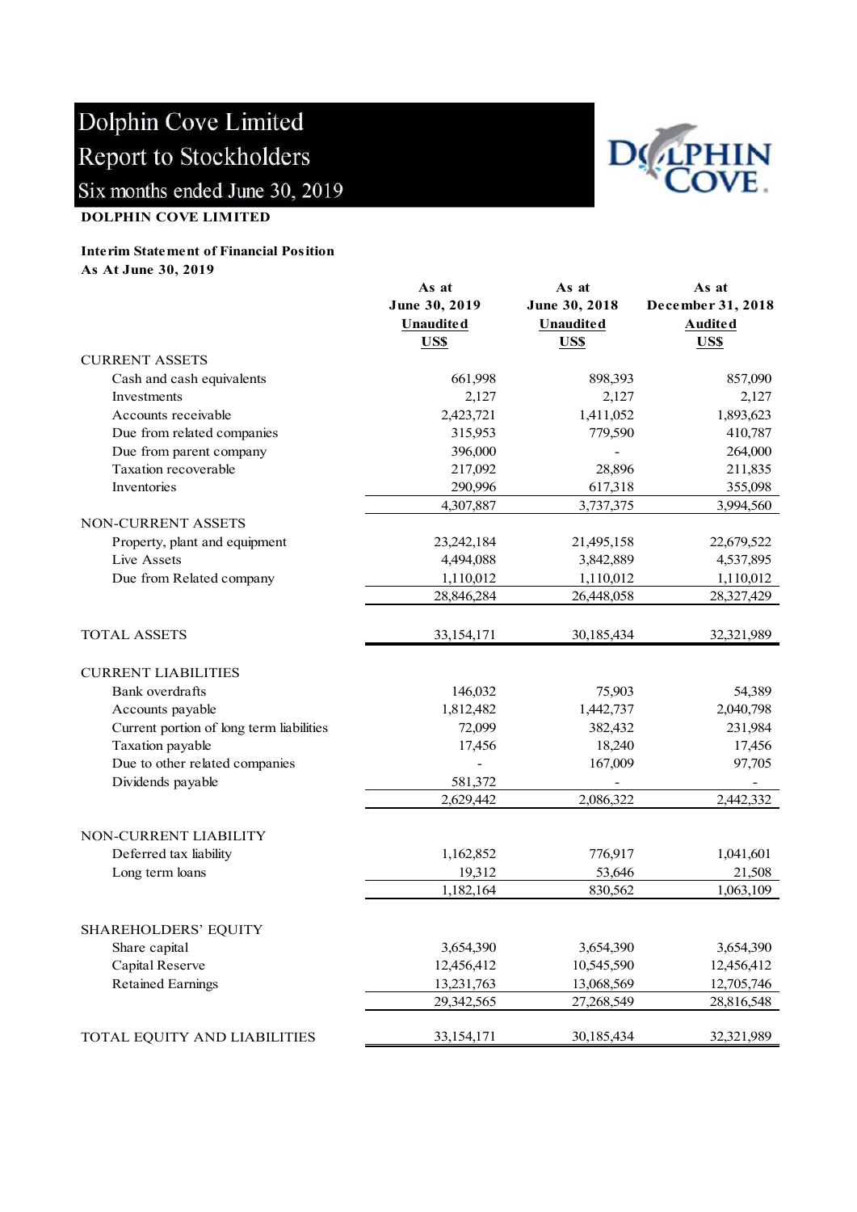# Dolphin Cove Limited
## Report to Stockholders
### Six months ended June 30, 2019

**DOLPHIN COVE LIMITED**

**Interim Statement of Financial Position**
**As At June 30, 2019**

| | As at June 30, 2019 Unaudited US$ | As at June 30, 2018 Unaudited US$ | As at December 31, 2018 Audited US$ |
|---|---|---|---|
| CURRENT ASSETS | | | |
| Cash and cash equivalents | 661,998 | 898,393 | 857,090 |
| Investments | 2,127 | 2,127 | 2,127 |
| Accounts receivable | 2,423,721 | 1,411,052 | 1,893,623 |
| Due from related companies | 315,953 | 779,590 | 410,787 |
| Due from parent company | 396,000 | - | 264,000 |
| Taxation recoverable | 217,092 | 28,896 | 211,835 |
| Inventories | 290,996 | 617,318 | 355,098 |
| | 4,307,887 | 3,737,375 | 3,994,560 |
| NON-CURRENT ASSETS | | | |
| Property, plant and equipment | 23,242,184 | 21,495,158 | 22,679,522 |
| Live Assets | 4,494,088 | 3,842,889 | 4,537,895 |
| Due from Related company | 1,110,012 | 1,110,012 | 1,110,012 |
| | 28,846,284 | 26,448,058 | 28,327,429 |
| TOTAL ASSETS | 33,154,171 | 30,185,434 | 32,321,989 |
| CURRENT LIABILITIES | | | |
| Bank overdrafts | 146,032 | 75,903 | 54,389 |
| Accounts payable | 1,812,482 | 1,442,737 | 2,040,798 |
| Current portion of long term liabilities | 72,099 | 382,432 | 231,984 |
| Taxation payable | 17,456 | 18,240 | 17,456 |
| Due to other related companies | - | 167,009 | 97,705 |
| Dividends payable | 581,372 | - | - |
| | 2,629,442 | 2,086,322 | 2,442,332 |
| NON-CURRENT LIABILITY | | | |
| Deferred tax liability | 1,162,852 | 776,917 | 1,041,601 |
| Long term loans | 19,312 | 53,646 | 21,508 |
| | 1,182,164 | 830,562 | 1,063,109 |
| SHAREHOLDERS' EQUITY | | | |
| Share capital | 3,654,390 | 3,654,390 | 3,654,390 |
| Capital Reserve | 12,456,412 | 10,545,590 | 12,456,412 |
| Retained Earnings | 13,231,763 | 13,068,569 | 12,705,746 |
| | 29,342,565 | 27,268,549 | 28,816,548 |
| TOTAL EQUITY AND LIABILITIES | 33,154,171 | 30,185,434 | 32,321,989 |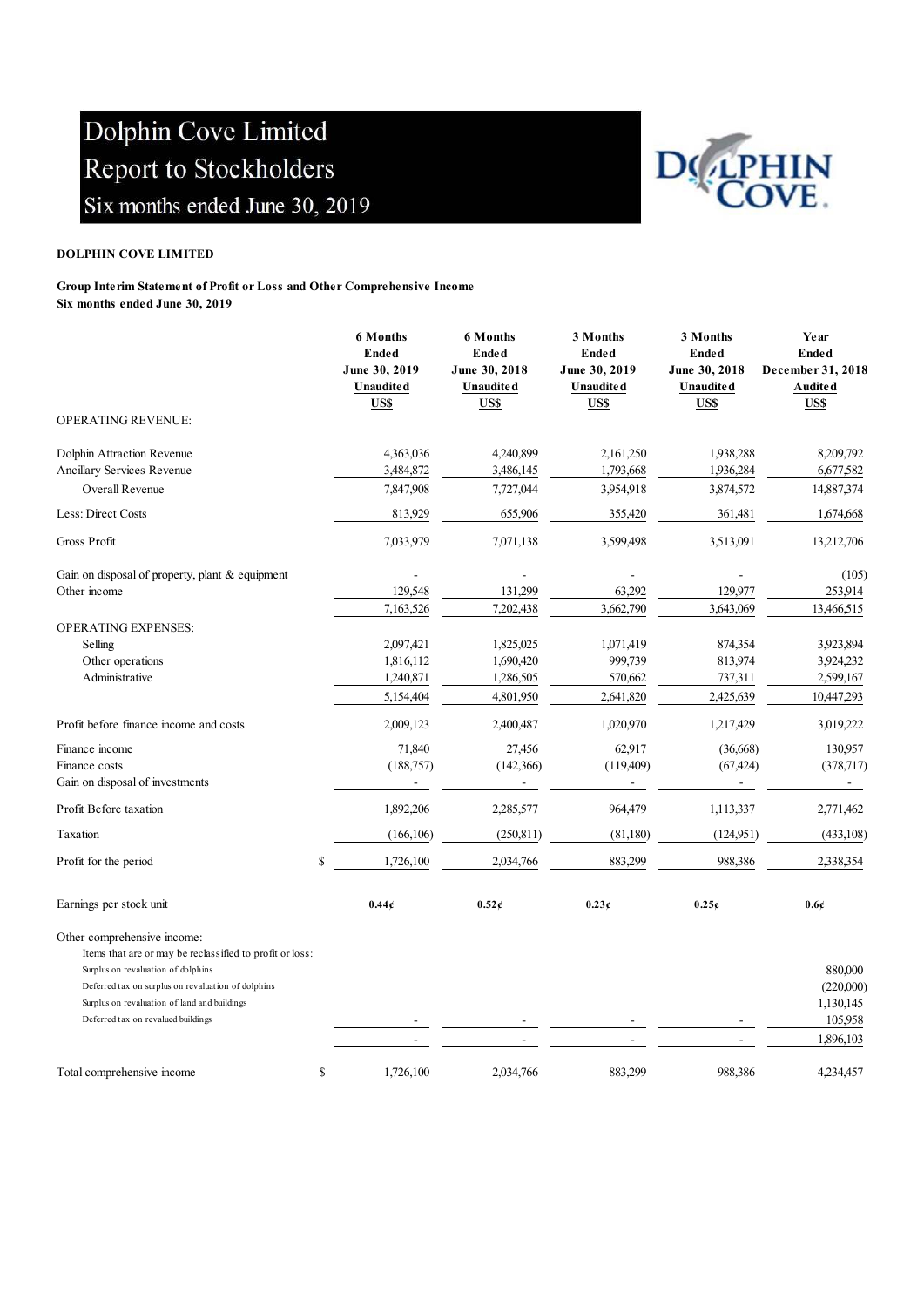# Dolphin Cove Limited
# Report to Stockholders
## Six months ended June 30, 2019

**DOLPHIN COVE LIMITED**

**Group Interim Statement of Profit or Loss and Other Comprehensive Income**
**Six months ended June 30, 2019**

| | | 6 Months Ended June 30, 2019 Unaudited US$ | 6 Months Ended June 30, 2018 Unaudited US$ | 3 Months Ended June 30, 2019 Unaudited US$ | 3 Months Ended June 30, 2018 Unaudited US$ | Year Ended December 31, 2018 Audited US$ |
|---|---|---|---|---|---|---|
| OPERATING REVENUE: | | | | | | |
| Dolphin Attraction Revenue | | 4,363,036 | 4,240,899 | 2,161,250 | 1,938,288 | 8,209,792 |
| Ancillary Services Revenue | | 3,484,872 | 3,486,145 | 1,793,668 | 1,936,284 | 6,677,582 |
| Overall Revenue | | 7,847,908 | 7,727,044 | 3,954,918 | 3,874,572 | 14,887,374 |
| Less: Direct Costs | | 813,929 | 655,906 | 355,420 | 361,481 | 1,674,668 |
| Gross Profit | | 7,033,979 | 7,071,138 | 3,599,498 | 3,513,091 | 13,212,706 |
| Gain on disposal of property, plant & equipment | | - | - | - | - | (105) |
| Other income | | 129,548 | 131,299 | 63,292 | 129,977 | 253,914 |
| | | 7,163,526 | 7,202,438 | 3,662,790 | 3,643,069 | 13,466,515 |
| OPERATING EXPENSES: | | | | | | |
| Selling | | 2,097,421 | 1,825,025 | 1,071,419 | 874,354 | 3,923,894 |
| Other operations | | 1,816,112 | 1,690,420 | 999,739 | 813,974 | 3,924,232 |
| Administrative | | 1,240,871 | 1,286,505 | 570,662 | 737,311 | 2,599,167 |
| | | 5,154,404 | 4,801,950 | 2,641,820 | 2,425,639 | 10,447,293 |
| Profit before finance income and costs | | 2,009,123 | 2,400,487 | 1,020,970 | 1,217,429 | 3,019,222 |
| Finance income | | 71,840 | 27,456 | 62,917 | (36,668) | 130,957 |
| Finance costs | | (188,757) | (142,366) | (119,409) | (67,424) | (378,717) |
| Gain on disposal of investments | | - | - | - | - | - |
| Profit Before taxation | | 1,892,206 | 2,285,577 | 964,479 | 1,113,337 | 2,771,462 |
| Taxation | | (166,106) | (250,811) | (81,180) | (124,951) | (433,108) |
| Profit for the period | $ | 1,726,100 | 2,034,766 | 883,299 | 988,386 | 2,338,354 |
| Earnings per stock unit | | **0.44¢** | **0.52¢** | **0.23¢** | **0.25¢** | **0.6¢** |
| Other comprehensive income: | | | | | | |
| Items that are or may be reclassified to profit or loss: | | | | | | |
| Surplus on revaluation of dolphins | | | | | | 880,000 |
| Deferred tax on surplus on revaluation of dolphins | | | | | | (220,000) |
| Surplus on revaluation of land and buildings | | | | | | 1,130,145 |
| Deferred tax on revalued buildings | | - | - | - | - | 105,958 |
| | | - | - | - | - | 1,896,103 |
| Total comprehensive income | $ | 1,726,100 | 2,034,766 | 883,299 | 988,386 | 4,234,457 |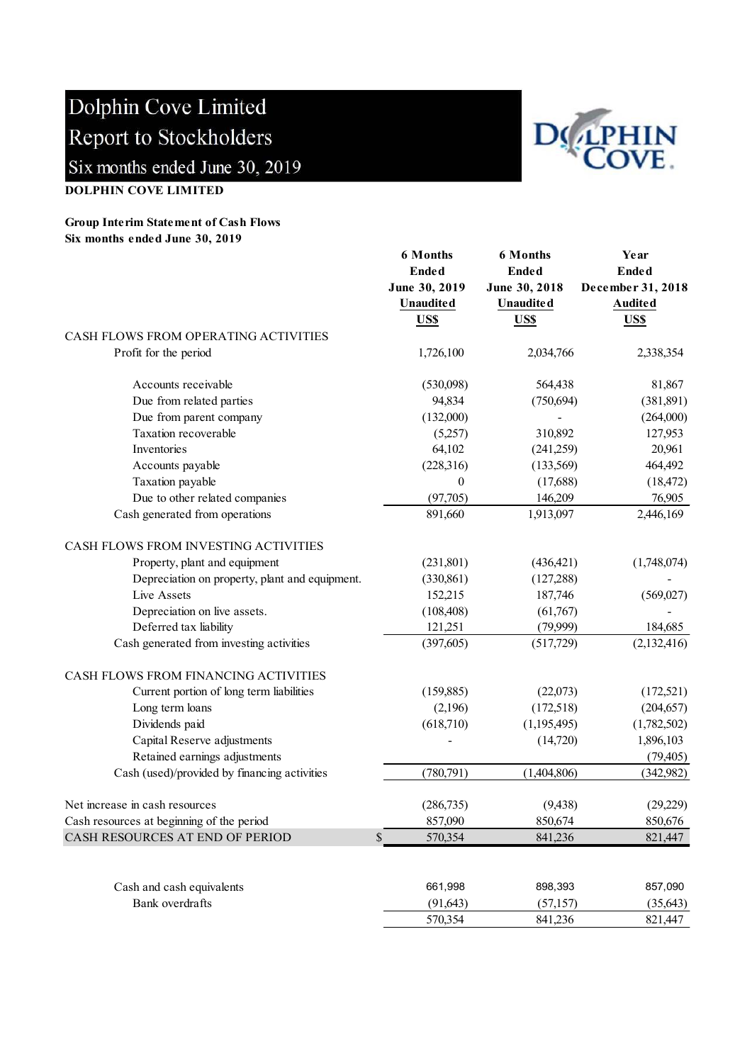# Dolphin Cove Limited
## Report to Stockholders
### Six months ended June 30, 2019

**DOLPHIN COVE LIMITED**

**Group Interim Statement of Cash Flows**
**Six months ended June 30, 2019**

| | 6 Months Ended June 30, 2019 Unaudited US$ | 6 Months Ended June 30, 2018 Unaudited US$ | Year Ended December 31, 2018 Audited US$ |
|---|---|---|---|
| CASH FLOWS FROM OPERATING ACTIVITIES | | | |
| Profit for the period | 1,726,100 | 2,034,766 | 2,338,354 |
| Accounts receivable | (530,098) | 564,438 | 81,867 |
| Due from related parties | 94,834 | (750,694) | (381,891) |
| Due from parent company | (132,000) | - | (264,000) |
| Taxation recoverable | (5,257) | 310,892 | 127,953 |
| Inventories | 64,102 | (241,259) | 20,961 |
| Accounts payable | (228,316) | (133,569) | 464,492 |
| Taxation payable | 0 | (17,688) | (18,472) |
| Due to other related companies | (97,705) | 146,209 | 76,905 |
| Cash generated from operations | 891,660 | 1,913,097 | 2,446,169 |
| CASH FLOWS FROM INVESTING ACTIVITIES | | | |
| Property, plant and equipment | (231,801) | (436,421) | (1,748,074) |
| Depreciation on property, plant and equipment. | (330,861) | (127,288) | - |
| Live Assets | 152,215 | 187,746 | (569,027) |
| Depreciation on live assets. | (108,408) | (61,767) | - |
| Deferred tax liability | 121,251 | (79,999) | 184,685 |
| Cash generated from investing activities | (397,605) | (517,729) | (2,132,416) |
| CASH FLOWS FROM FINANCING ACTIVITIES | | | |
| Current portion of long term liabilities | (159,885) | (22,073) | (172,521) |
| Long term loans | (2,196) | (172,518) | (204,657) |
| Dividends paid | (618,710) | (1,195,495) | (1,782,502) |
| Capital Reserve adjustments | - | (14,720) | 1,896,103 |
| Retained earnings adjustments | | | (79,405) |
| Cash (used)/provided by financing activities | (780,791) | (1,404,806) | (342,982) |
| Net increase in cash resources | (286,735) | (9,438) | (29,229) |
| Cash resources at beginning of the period | 857,090 | 850,674 | 850,676 |
| CASH RESOURCES AT END OF PERIOD | $ 570,354 | 841,236 | 821,447 |
| | | | |
| Cash and cash equivalents | 661,998 | 898,393 | 857,090 |
| Bank overdrafts | (91,643) | (57,157) | (35,643) |
| | 570,354 | 841,236 | 821,447 |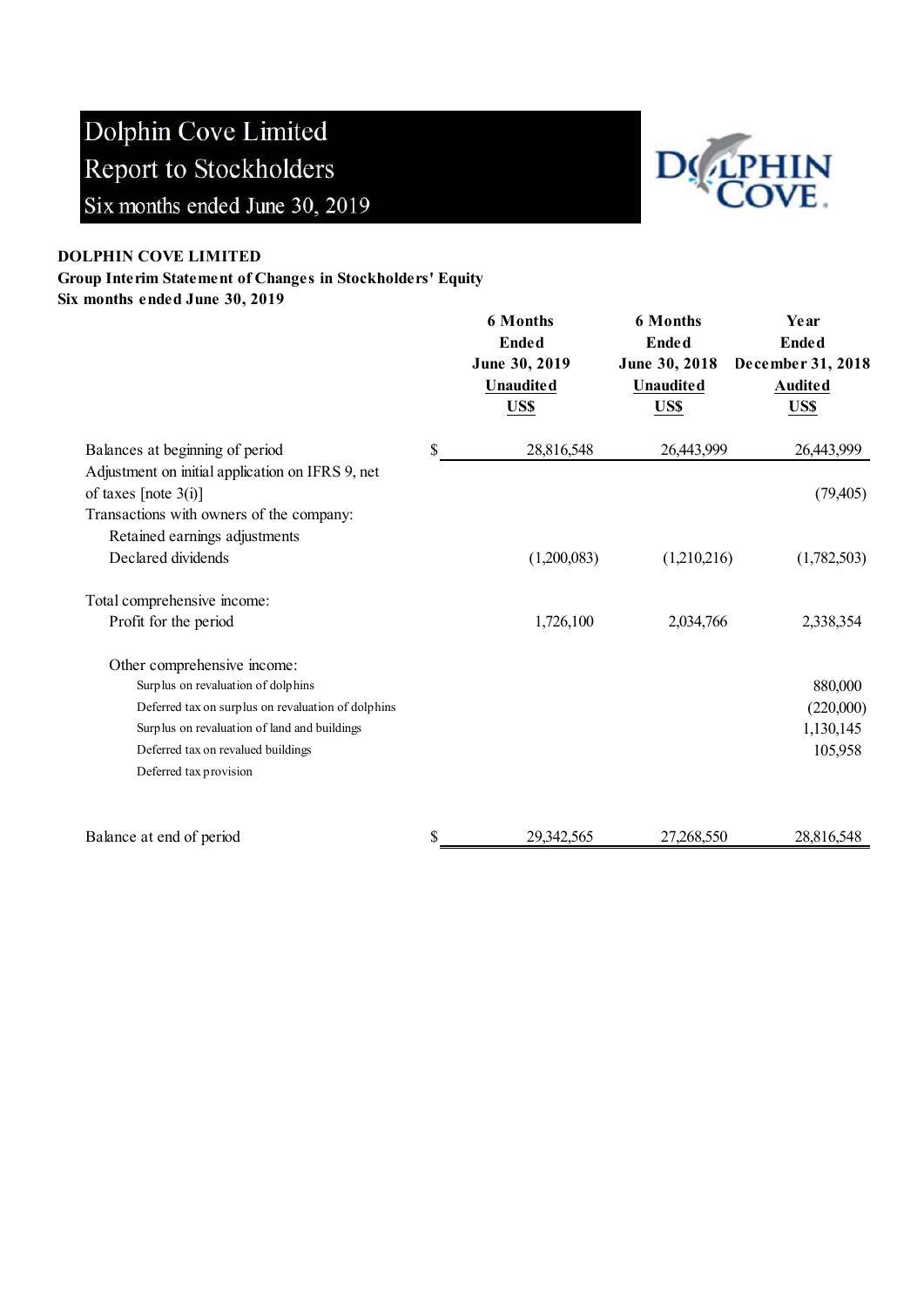# Dolphin Cove Limited
## Report to Stockholders
### Six months ended June 30, 2019

**DOLPHIN COVE LIMITED**
**Group Interim Statement of Changes in Stockholders' Equity**
**Six months ended June 30, 2019**

| | | 6 Months Ended June 30, 2019 Unaudited US$ | 6 Months Ended June 30, 2018 Unaudited US$ | Year Ended December 31, 2018 Audited US$ |
|---|---|---|---|---|
| Balances at beginning of period | $ | 28,816,548 | 26,443,999 | 26,443,999 |
| Adjustment on initial application on IFRS 9, net of taxes [note 3(i)] | | | | (79,405) |
| Transactions with owners of the company: | | | | |
| Retained earnings adjustments | | | | |
| Declared dividends | | (1,200,083) | (1,210,216) | (1,782,503) |
| Total comprehensive income: | | | | |
| Profit for the period | | 1,726,100 | 2,034,766 | 2,338,354 |
| Other comprehensive income: | | | | |
| Surplus on revaluation of dolphins | | | | 880,000 |
| Deferred tax on surplus on revaluation of dolphins | | | | (220,000) |
| Surplus on revaluation of land and buildings | | | | 1,130,145 |
| Deferred tax on revalued buildings | | | | 105,958 |
| Deferred tax provision | | | | |
| Balance at end of period | $ | 29,342,565 | 27,268,550 | 28,816,548 |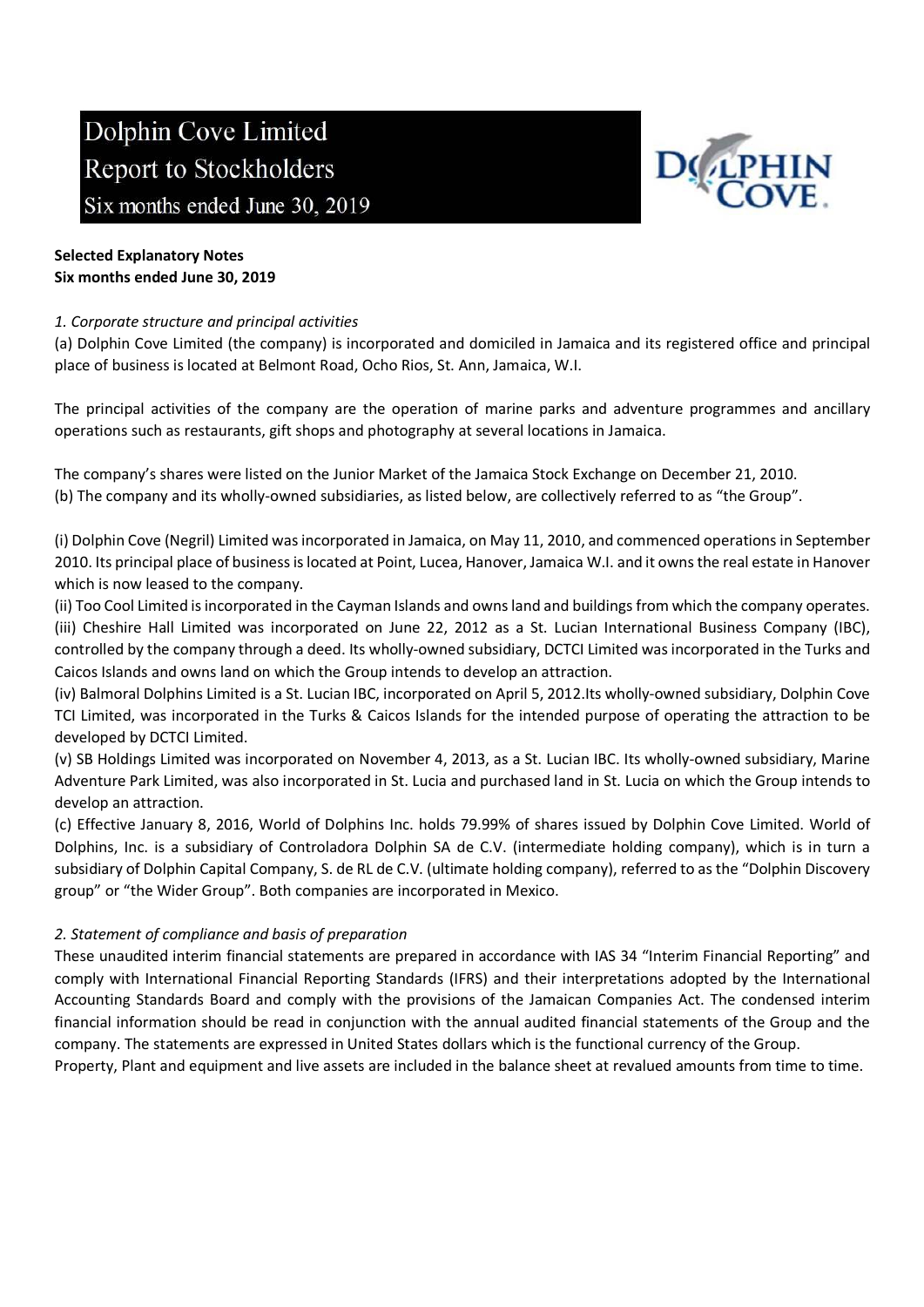# Dolphin Cove Limited
# Report to Stockholders
## Six months ended June 30, 2019

**Selected Explanatory Notes**
**Six months ended June 30, 2019**

*1. Corporate structure and principal activities*

(a) Dolphin Cove Limited (the company) is incorporated and domiciled in Jamaica and its registered office and principal place of business is located at Belmont Road, Ocho Rios, St. Ann, Jamaica, W.I.

The principal activities of the company are the operation of marine parks and adventure programmes and ancillary operations such as restaurants, gift shops and photography at several locations in Jamaica.

The company's shares were listed on the Junior Market of the Jamaica Stock Exchange on December 21, 2010.
(b) The company and its wholly-owned subsidiaries, as listed below, are collectively referred to as "the Group".

(i) Dolphin Cove (Negril) Limited was incorporated in Jamaica, on May 11, 2010, and commenced operations in September 2010. Its principal place of business is located at Point, Lucea, Hanover, Jamaica W.I. and it owns the real estate in Hanover which is now leased to the company.
(ii) Too Cool Limited is incorporated in the Cayman Islands and owns land and buildings from which the company operates.
(iii) Cheshire Hall Limited was incorporated on June 22, 2012 as a St. Lucian International Business Company (IBC), controlled by the company through a deed. Its wholly-owned subsidiary, DCTCI Limited was incorporated in the Turks and Caicos Islands and owns land on which the Group intends to develop an attraction.
(iv) Balmoral Dolphins Limited is a St. Lucian IBC, incorporated on April 5, 2012.Its wholly-owned subsidiary, Dolphin Cove TCI Limited, was incorporated in the Turks & Caicos Islands for the intended purpose of operating the attraction to be developed by DCTCI Limited.
(v) SB Holdings Limited was incorporated on November 4, 2013, as a St. Lucian IBC. Its wholly-owned subsidiary, Marine Adventure Park Limited, was also incorporated in St. Lucia and purchased land in St. Lucia on which the Group intends to develop an attraction.
(c) Effective January 8, 2016, World of Dolphins Inc. holds 79.99% of shares issued by Dolphin Cove Limited. World of Dolphins, Inc. is a subsidiary of Controladora Dolphin SA de C.V. (intermediate holding company), which is in turn a subsidiary of Dolphin Capital Company, S. de RL de C.V. (ultimate holding company), referred to as the "Dolphin Discovery group" or "the Wider Group". Both companies are incorporated in Mexico.

*2. Statement of compliance and basis of preparation*

These unaudited interim financial statements are prepared in accordance with IAS 34 "Interim Financial Reporting" and comply with International Financial Reporting Standards (IFRS) and their interpretations adopted by the International Accounting Standards Board and comply with the provisions of the Jamaican Companies Act. The condensed interim financial information should be read in conjunction with the annual audited financial statements of the Group and the company. The statements are expressed in United States dollars which is the functional currency of the Group.
Property, Plant and equipment and live assets are included in the balance sheet at revalued amounts from time to time.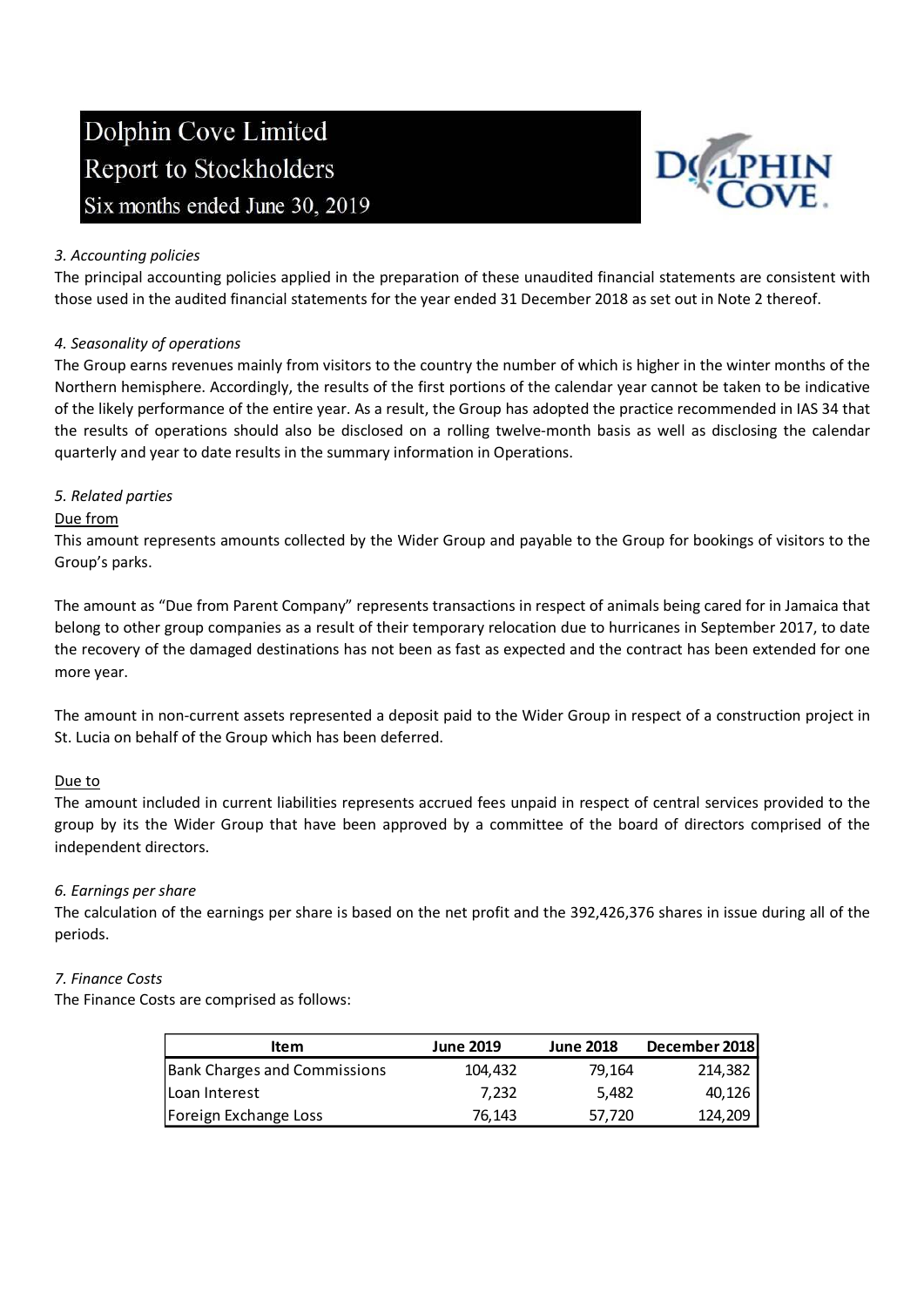*3. Accounting policies*

The principal accounting policies applied in the preparation of these unaudited financial statements are consistent with those used in the audited financial statements for the year ended 31 December 2018 as set out in Note 2 thereof.

*4. Seasonality of operations*

The Group earns revenues mainly from visitors to the country the number of which is higher in the winter months of the Northern hemisphere. Accordingly, the results of the first portions of the calendar year cannot be taken to be indicative of the likely performance of the entire year. As a result, the Group has adopted the practice recommended in IAS 34 that the results of operations should also be disclosed on a rolling twelve-month basis as well as disclosing the calendar quarterly and year to date results in the summary information in Operations.

*5. Related parties*

Due from

This amount represents amounts collected by the Wider Group and payable to the Group for bookings of visitors to the Group's parks.

The amount as "Due from Parent Company" represents transactions in respect of animals being cared for in Jamaica that belong to other group companies as a result of their temporary relocation due to hurricanes in September 2017, to date the recovery of the damaged destinations has not been as fast as expected and the contract has been extended for one more year.

The amount in non-current assets represented a deposit paid to the Wider Group in respect of a construction project in St. Lucia on behalf of the Group which has been deferred.

Due to

The amount included in current liabilities represents accrued fees unpaid in respect of central services provided to the group by its the Wider Group that have been approved by a committee of the board of directors comprised of the independent directors.

*6. Earnings per share*

The calculation of the earnings per share is based on the net profit and the 392,426,376 shares in issue during all of the periods.

*7. Finance Costs*

The Finance Costs are comprised as follows:

| Item | June 2019 | June 2018 | December 2018 |
|---|---|---|---|
| Bank Charges and Commissions | 104,432 | 79,164 | 214,382 |
| Loan Interest | 7,232 | 5,482 | 40,126 |
| Foreign Exchange Loss | 76,143 | 57,720 | 124,209 |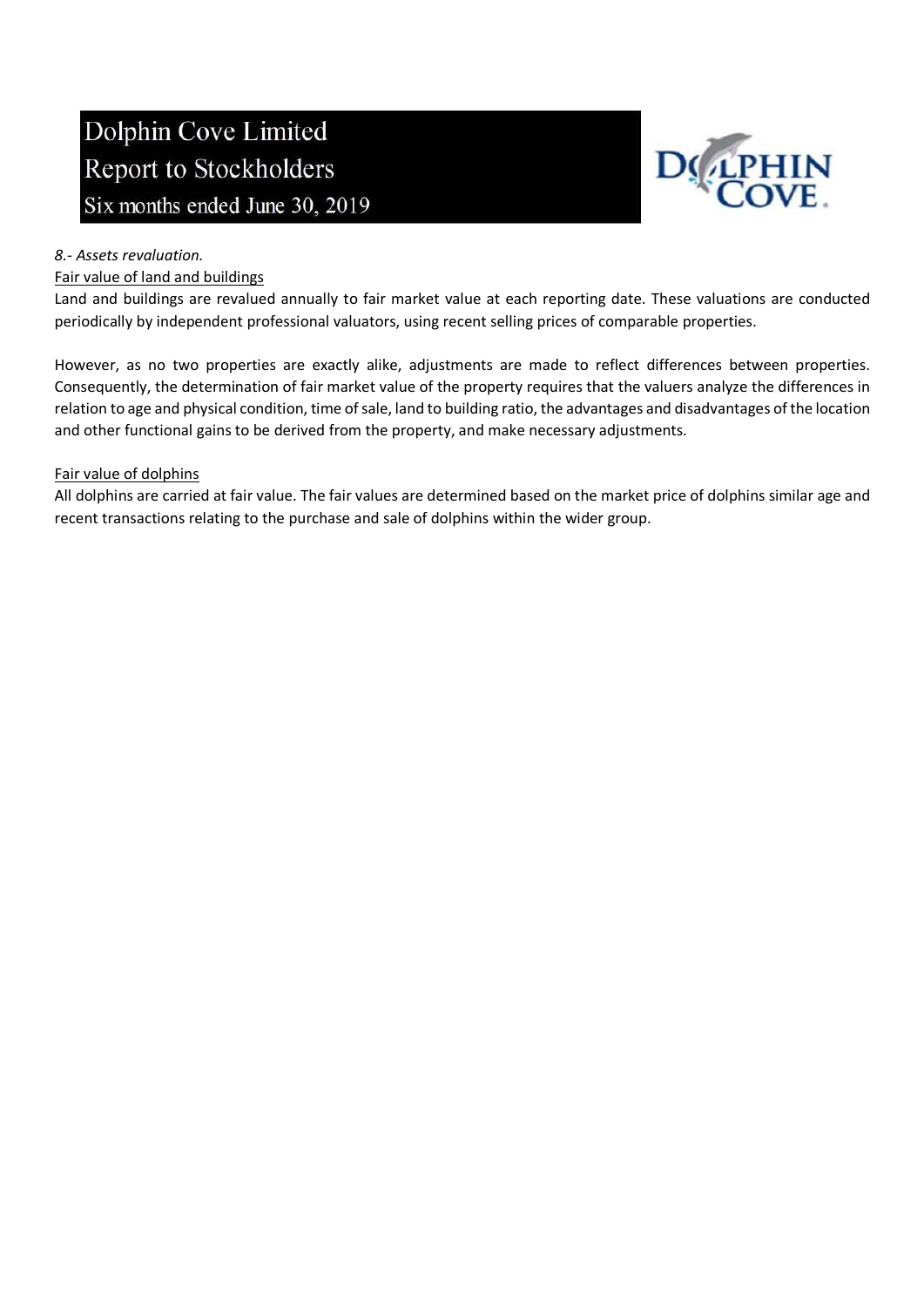*8.- Assets revaluation.*

Fair value of land and buildings

Land and buildings are revalued annually to fair market value at each reporting date. These valuations are conducted periodically by independent professional valuators, using recent selling prices of comparable properties.

However, as no two properties are exactly alike, adjustments are made to reflect differences between properties. Consequently, the determination of fair market value of the property requires that the valuers analyze the differences in relation to age and physical condition, time of sale, land to building ratio, the advantages and disadvantages of the location and other functional gains to be derived from the property, and make necessary adjustments.

Fair value of dolphins

All dolphins are carried at fair value. The fair values are determined based on the market price of dolphins similar age and recent transactions relating to the purchase and sale of dolphins within the wider group.